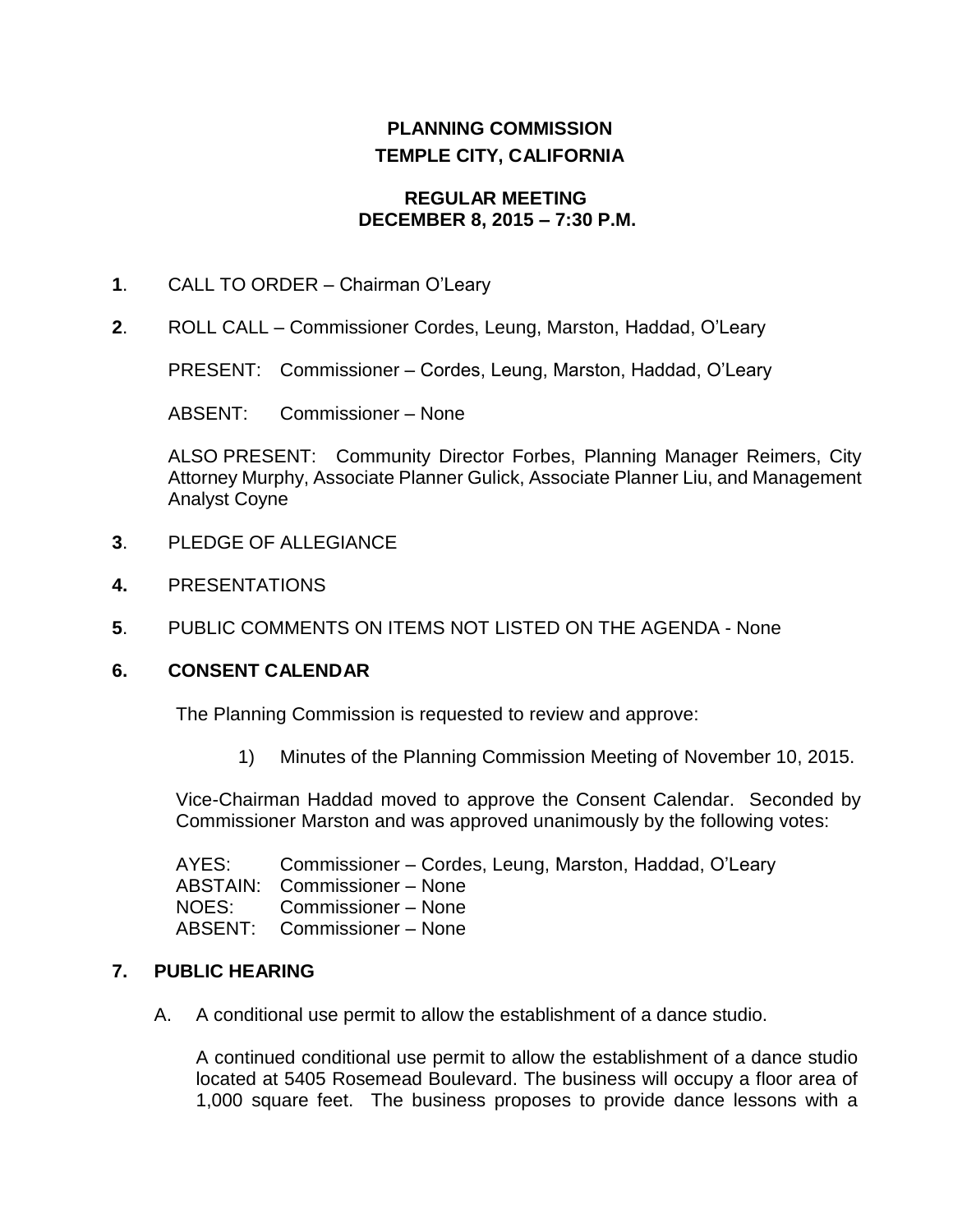# PLANNING COMMISSION
# TEMPLE CITY, CALIFORNIA

## REGULAR MEETING
## DECEMBER 8, 2015 – 7:30 P.M.

**1**. CALL TO ORDER – Chairman O'Leary

**2**. ROLL CALL – Commissioner Cordes, Leung, Marston, Haddad, O'Leary

PRESENT: Commissioner – Cordes, Leung, Marston, Haddad, O'Leary

ABSENT: Commissioner – None

ALSO PRESENT: Community Director Forbes, Planning Manager Reimers, City Attorney Murphy, Associate Planner Gulick, Associate Planner Liu, and Management Analyst Coyne

**3**. PLEDGE OF ALLEGIANCE

**4.** PRESENTATIONS

**5**. PUBLIC COMMENTS ON ITEMS NOT LISTED ON THE AGENDA - None

**6. CONSENT CALENDAR**

The Planning Commission is requested to review and approve:

1) Minutes of the Planning Commission Meeting of November 10, 2015.

Vice-Chairman Haddad moved to approve the Consent Calendar. Seconded by Commissioner Marston and was approved unanimously by the following votes:

AYES: Commissioner – Cordes, Leung, Marston, Haddad, O'Leary
ABSTAIN: Commissioner – None
NOES: Commissioner – None
ABSENT: Commissioner – None

**7. PUBLIC HEARING**

A. A conditional use permit to allow the establishment of a dance studio.

A continued conditional use permit to allow the establishment of a dance studio located at 5405 Rosemead Boulevard. The business will occupy a floor area of 1,000 square feet. The business proposes to provide dance lessons with a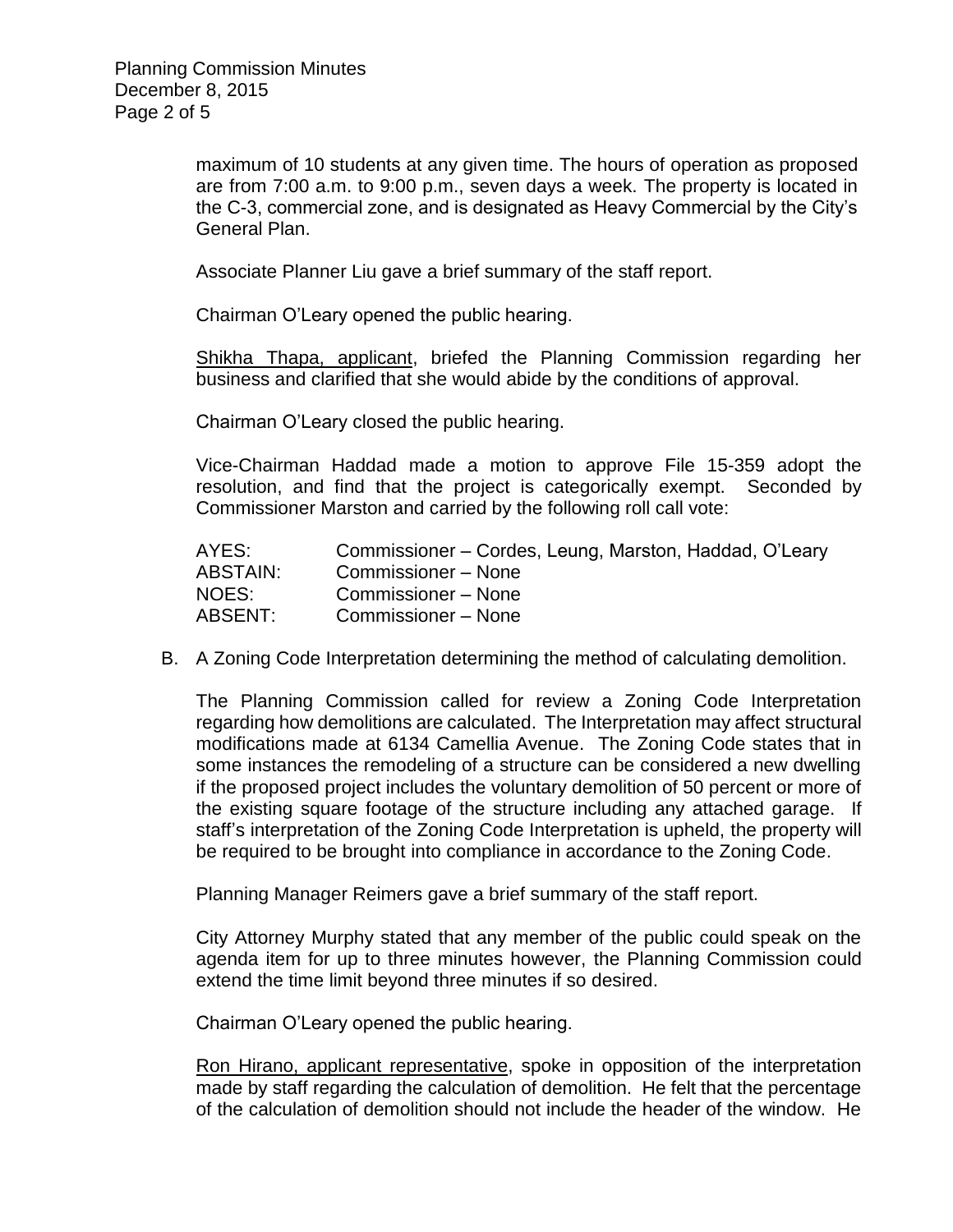maximum of 10 students at any given time. The hours of operation as proposed are from 7:00 a.m. to 9:00 p.m., seven days a week. The property is located in the C-3, commercial zone, and is designated as Heavy Commercial by the City's General Plan.

Associate Planner Liu gave a brief summary of the staff report.

Chairman O'Leary opened the public hearing.

Shikha Thapa, applicant, briefed the Planning Commission regarding her business and clarified that she would abide by the conditions of approval.

Chairman O'Leary closed the public hearing.

Vice-Chairman Haddad made a motion to approve File 15-359 adopt the resolution, and find that the project is categorically exempt. Seconded by Commissioner Marston and carried by the following roll call vote:

| | |
|---|---|
| AYES: | Commissioner – Cordes, Leung, Marston, Haddad, O'Leary |
| ABSTAIN: | Commissioner – None |
| NOES: | Commissioner – None |
| ABSENT: | Commissioner – None |

B. A Zoning Code Interpretation determining the method of calculating demolition.

The Planning Commission called for review a Zoning Code Interpretation regarding how demolitions are calculated. The Interpretation may affect structural modifications made at 6134 Camellia Avenue. The Zoning Code states that in some instances the remodeling of a structure can be considered a new dwelling if the proposed project includes the voluntary demolition of 50 percent or more of the existing square footage of the structure including any attached garage. If staff's interpretation of the Zoning Code Interpretation is upheld, the property will be required to be brought into compliance in accordance to the Zoning Code.

Planning Manager Reimers gave a brief summary of the staff report.

City Attorney Murphy stated that any member of the public could speak on the agenda item for up to three minutes however, the Planning Commission could extend the time limit beyond three minutes if so desired.

Chairman O'Leary opened the public hearing.

Ron Hirano, applicant representative, spoke in opposition of the interpretation made by staff regarding the calculation of demolition. He felt that the percentage of the calculation of demolition should not include the header of the window. He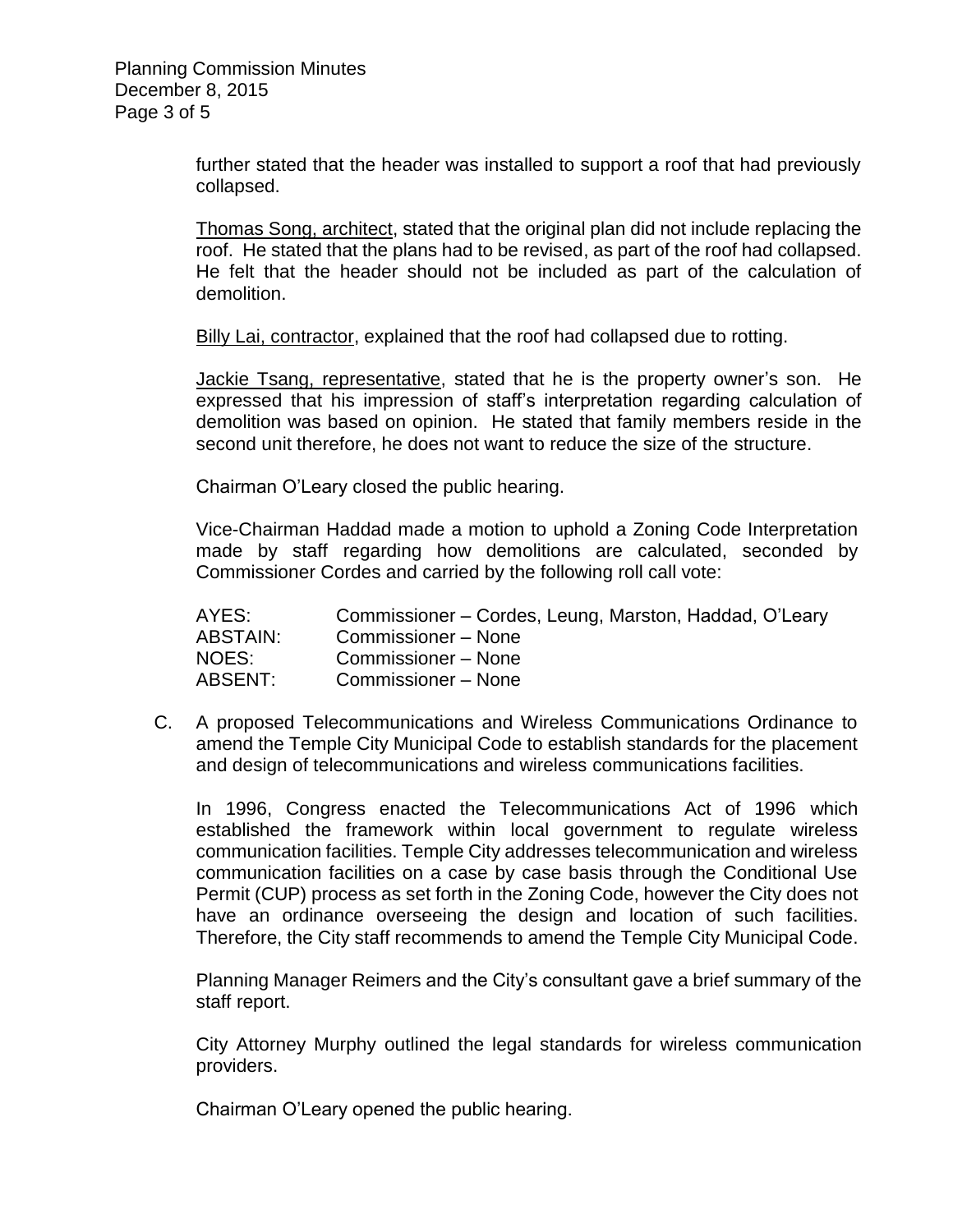further stated that the header was installed to support a roof that had previously collapsed.

Thomas Song, architect, stated that the original plan did not include replacing the roof. He stated that the plans had to be revised, as part of the roof had collapsed. He felt that the header should not be included as part of the calculation of demolition.

Billy Lai, contractor, explained that the roof had collapsed due to rotting.

Jackie Tsang, representative, stated that he is the property owner's son. He expressed that his impression of staff's interpretation regarding calculation of demolition was based on opinion. He stated that family members reside in the second unit therefore, he does not want to reduce the size of the structure.

Chairman O'Leary closed the public hearing.

Vice-Chairman Haddad made a motion to uphold a Zoning Code Interpretation made by staff regarding how demolitions are calculated, seconded by Commissioner Cordes and carried by the following roll call vote:

| | |
|---|---|
| AYES: | Commissioner – Cordes, Leung, Marston, Haddad, O'Leary |
| ABSTAIN: | Commissioner – None |
| NOES: | Commissioner – None |
| ABSENT: | Commissioner – None |

C. A proposed Telecommunications and Wireless Communications Ordinance to amend the Temple City Municipal Code to establish standards for the placement and design of telecommunications and wireless communications facilities.

In 1996, Congress enacted the Telecommunications Act of 1996 which established the framework within local government to regulate wireless communication facilities. Temple City addresses telecommunication and wireless communication facilities on a case by case basis through the Conditional Use Permit (CUP) process as set forth in the Zoning Code, however the City does not have an ordinance overseeing the design and location of such facilities. Therefore, the City staff recommends to amend the Temple City Municipal Code.

Planning Manager Reimers and the City's consultant gave a brief summary of the staff report.

City Attorney Murphy outlined the legal standards for wireless communication providers.

Chairman O'Leary opened the public hearing.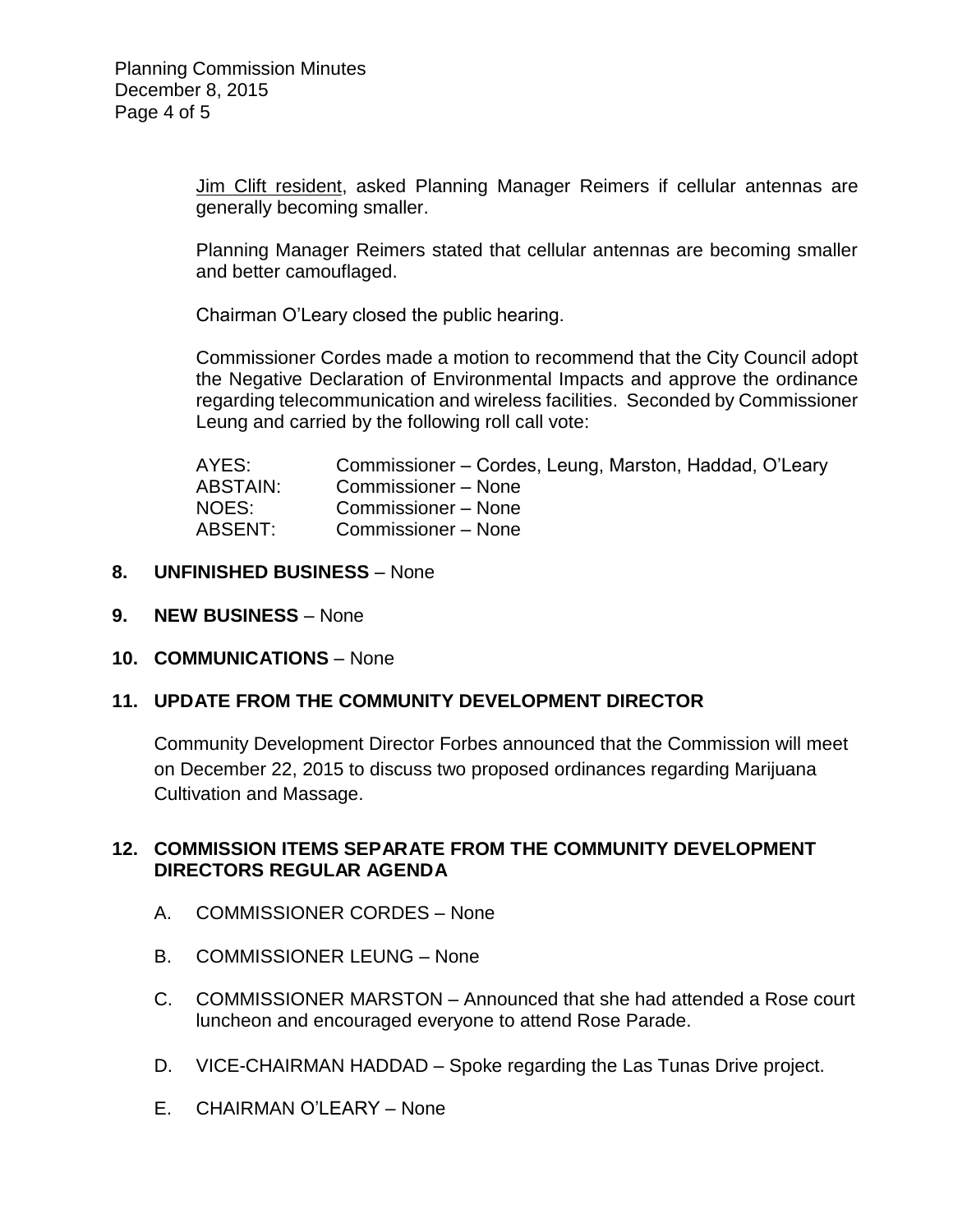Jim Clift resident, asked Planning Manager Reimers if cellular antennas are generally becoming smaller.

Planning Manager Reimers stated that cellular antennas are becoming smaller and better camouflaged.

Chairman O'Leary closed the public hearing.

Commissioner Cordes made a motion to recommend that the City Council adopt the Negative Declaration of Environmental Impacts and approve the ordinance regarding telecommunication and wireless facilities. Seconded by Commissioner Leung and carried by the following roll call vote:

AYES: Commissioner – Cordes, Leung, Marston, Haddad, O'Leary
ABSTAIN: Commissioner – None
NOES: Commissioner – None
ABSENT: Commissioner – None

**8. UNFINISHED BUSINESS** – None

**9. NEW BUSINESS** – None

**10. COMMUNICATIONS** – None

**11. UPDATE FROM THE COMMUNITY DEVELOPMENT DIRECTOR**

Community Development Director Forbes announced that the Commission will meet on December 22, 2015 to discuss two proposed ordinances regarding Marijuana Cultivation and Massage.

**12. COMMISSION ITEMS SEPARATE FROM THE COMMUNITY DEVELOPMENT DIRECTORS REGULAR AGENDA**

A. COMMISSIONER CORDES – None

B. COMMISSIONER LEUNG – None

C. COMMISSIONER MARSTON – Announced that she had attended a Rose court luncheon and encouraged everyone to attend Rose Parade.

D. VICE-CHAIRMAN HADDAD – Spoke regarding the Las Tunas Drive project.

E. CHAIRMAN O'LEARY – None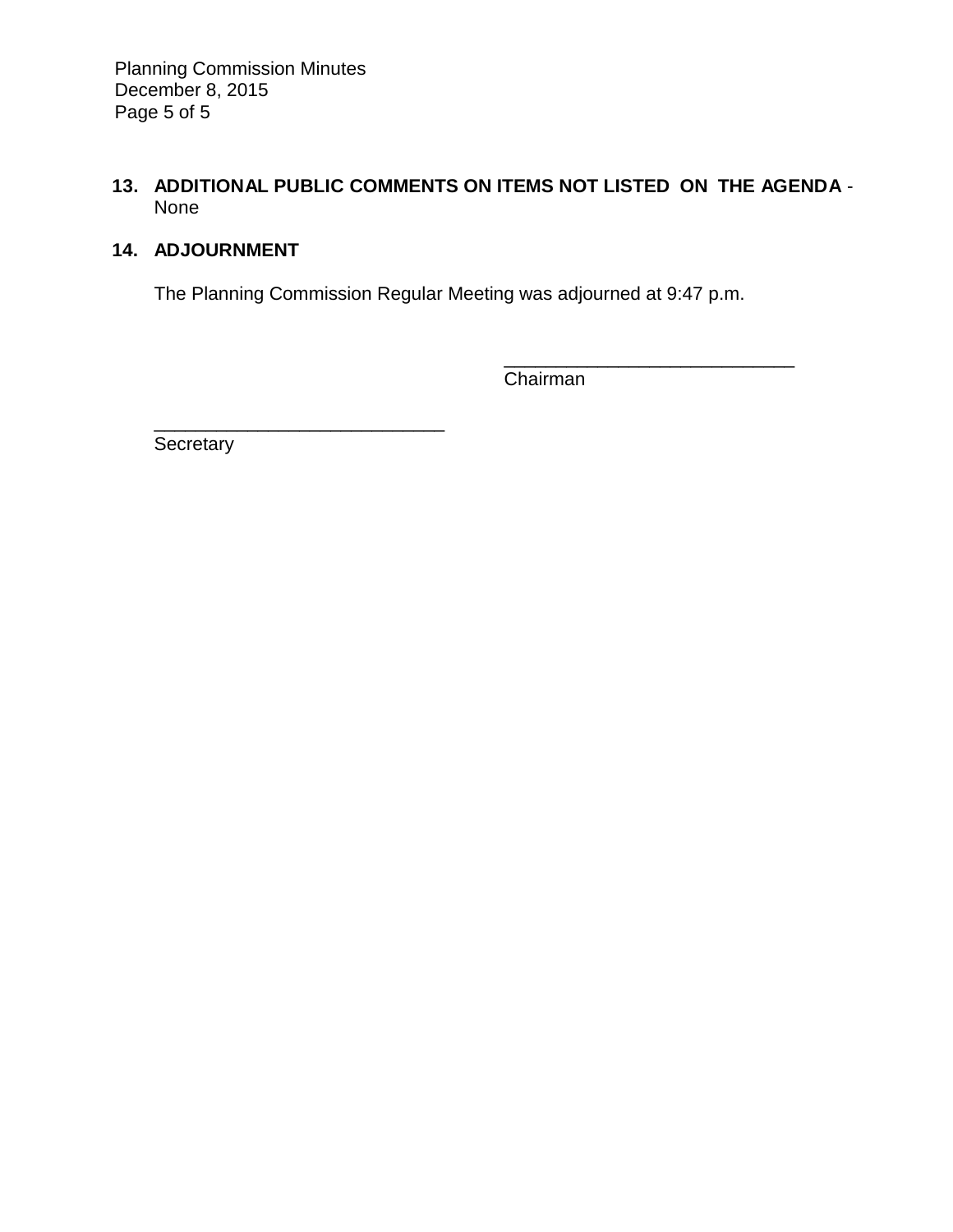**13. ADDITIONAL PUBLIC COMMENTS ON ITEMS NOT LISTED ON THE AGENDA** - None

**14. ADJOURNMENT**

The Planning Commission Regular Meeting was adjourned at 9:47 p.m.

____________________________
Chairman

____________________________
Secretary